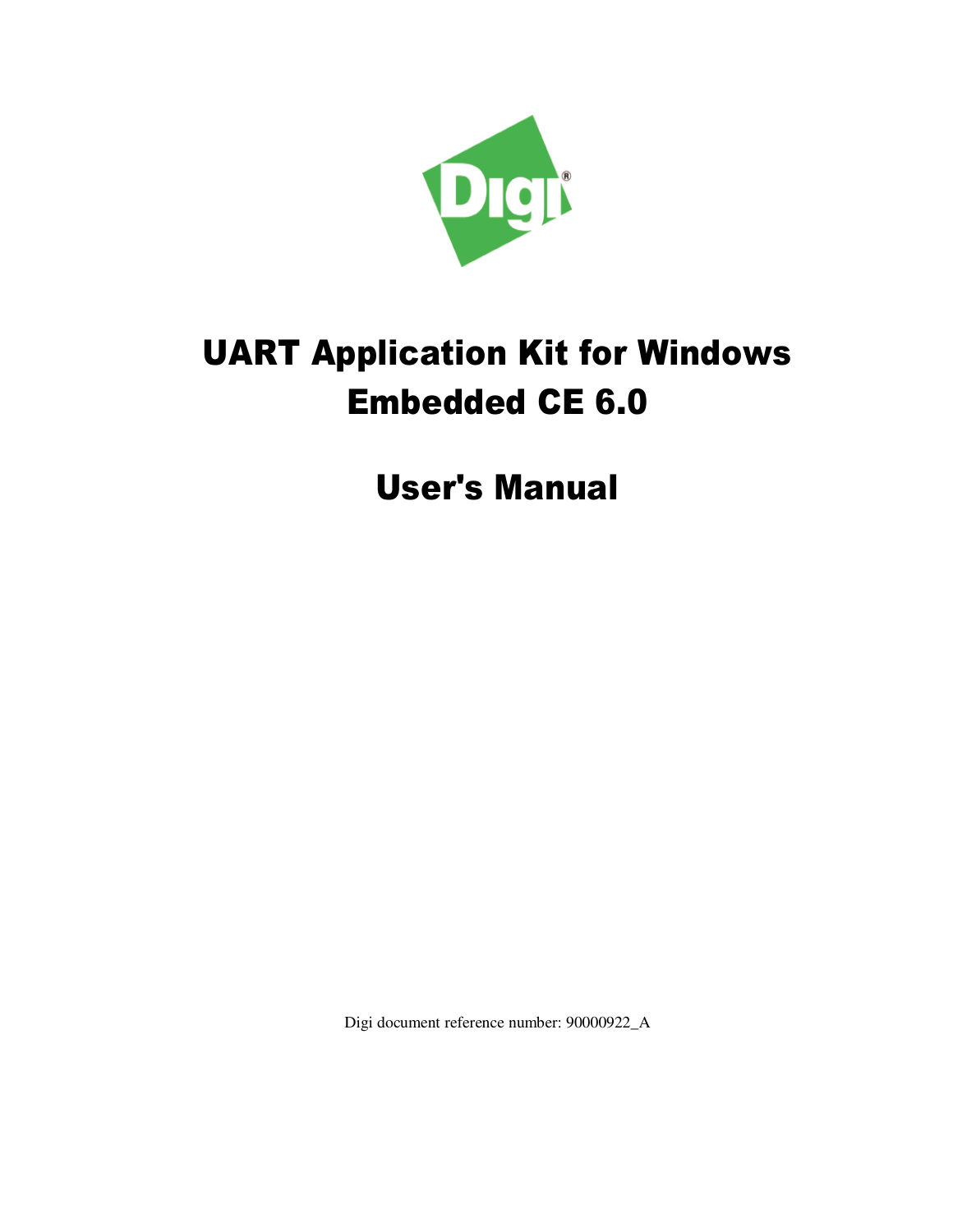# UART Application Kit for Windows Embedded CE 6.0

# User's Manual

Digi document reference number: 90000922_A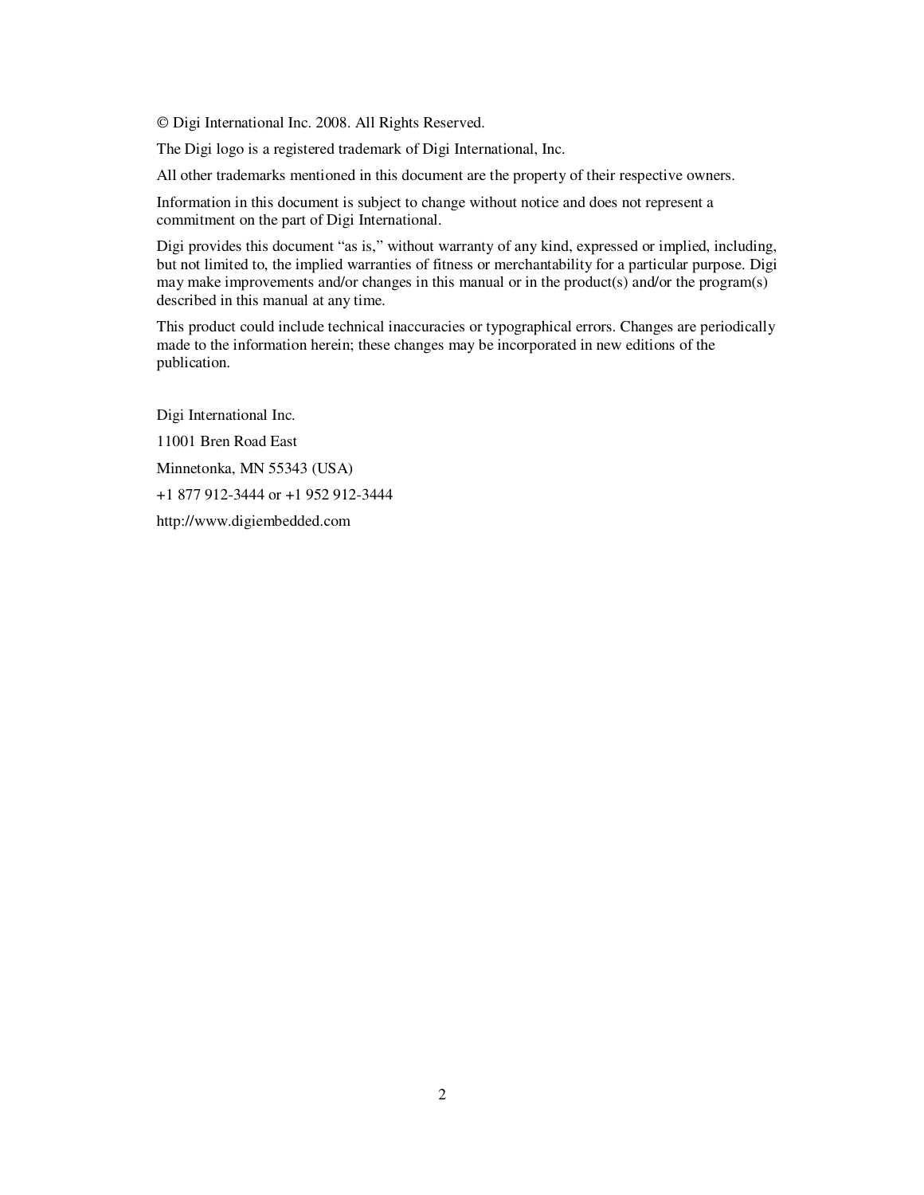© Digi International Inc. 2008. All Rights Reserved.

The Digi logo is a registered trademark of Digi International, Inc.

All other trademarks mentioned in this document are the property of their respective owners.

Information in this document is subject to change without notice and does not represent a commitment on the part of Digi International.

Digi provides this document "as is," without warranty of any kind, expressed or implied, including, but not limited to, the implied warranties of fitness or merchantability for a particular purpose. Digi may make improvements and/or changes in this manual or in the product(s) and/or the program(s) described in this manual at any time.

This product could include technical inaccuracies or typographical errors. Changes are periodically made to the information herein; these changes may be incorporated in new editions of the publication.

Digi International Inc.

11001 Bren Road East

Minnetonka, MN 55343 (USA)

+1 877 912-3444 or +1 952 912-3444

http://www.digiembedded.com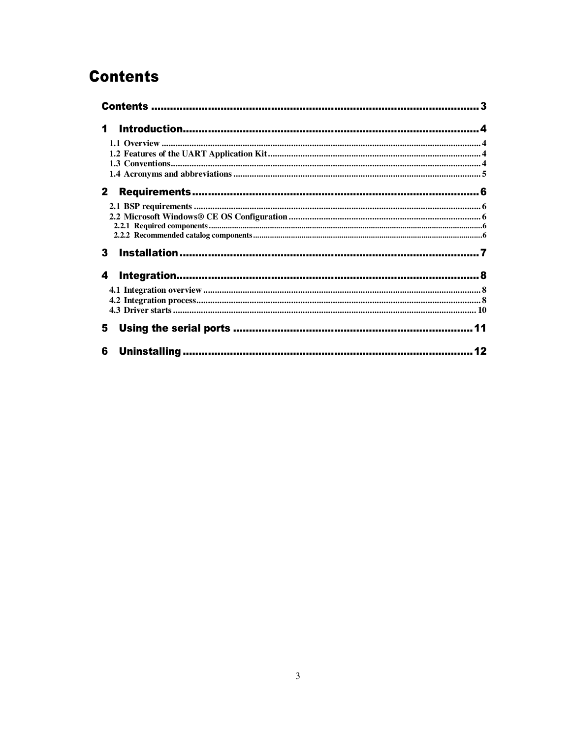# Contents

Contents ........................................................................................................ 3

1 Introduction ................................................................................................ 4

- 1.1 Overview ........................................................................................................ 4
- 1.2 Features of the UART Application Kit ............................................................ 4
- 1.3 Conventions .................................................................................................. 4
- 1.4 Acronyms and abbreviations ........................................................................ 5

2 Requirements ................................................................................................ 6

- 2.1 BSP requirements .......................................................................................... 6
- 2.2 Microsoft Windows® CE OS Configuration ................................................... 6
  - 2.2.1 Required components ............................................................................. 6
  - 2.2.2 Recommended catalog components ....................................................... 6

3 Installation ................................................................................................... 7

4 Integration .................................................................................................... 8

- 4.1 Integration overview ...................................................................................... 8
- 4.2 Integration process ........................................................................................ 8
- 4.3 Driver starts ................................................................................................. 10

5 Using the serial ports .................................................................................. 11

6 Uninstalling ................................................................................................. 12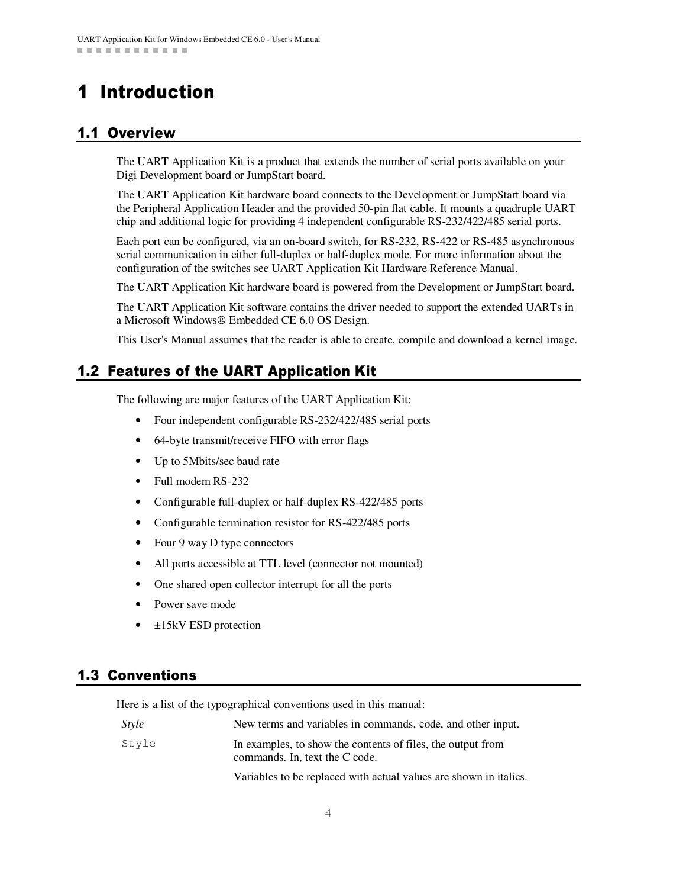# 1 Introduction

## 1.1 Overview

The UART Application Kit is a product that extends the number of serial ports available on your Digi Development board or JumpStart board.

The UART Application Kit hardware board connects to the Development or JumpStart board via the Peripheral Application Header and the provided 50-pin flat cable. It mounts a quadruple UART chip and additional logic for providing 4 independent configurable RS-232/422/485 serial ports.

Each port can be configured, via an on-board switch, for RS-232, RS-422 or RS-485 asynchronous serial communication in either full-duplex or half-duplex mode. For more information about the configuration of the switches see UART Application Kit Hardware Reference Manual.

The UART Application Kit hardware board is powered from the Development or JumpStart board.

The UART Application Kit software contains the driver needed to support the extended UARTs in a Microsoft Windows® Embedded CE 6.0 OS Design.

This User's Manual assumes that the reader is able to create, compile and download a kernel image.

## 1.2 Features of the UART Application Kit

The following are major features of the UART Application Kit:

- Four independent configurable RS-232/422/485 serial ports
- 64-byte transmit/receive FIFO with error flags
- Up to 5Mbits/sec baud rate
- Full modem RS-232
- Configurable full-duplex or half-duplex RS-422/485 ports
- Configurable termination resistor for RS-422/485 ports
- Four 9 way D type connectors
- All ports accessible at TTL level (connector not mounted)
- One shared open collector interrupt for all the ports
- Power save mode
- ±15kV ESD protection

## 1.3 Conventions

Here is a list of the typographical conventions used in this manual:

| | |
|---|---|
| *Style* | New terms and variables in commands, code, and other input. |
| `Style` | In examples, to show the contents of files, the output from commands. In, text the C code. |
| | Variables to be replaced with actual values are shown in italics. |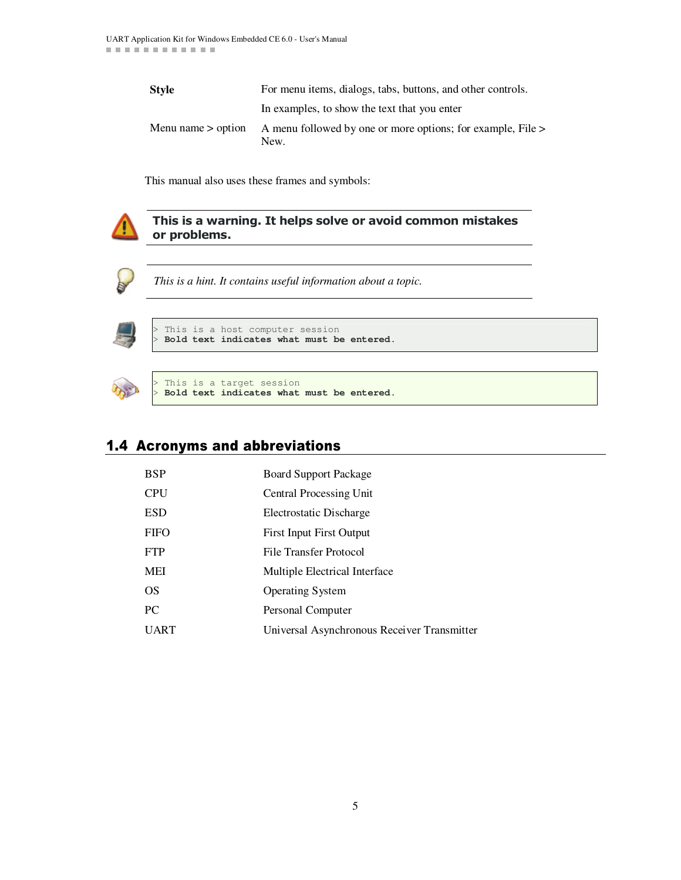| | |
|---|---|
| **Style** | For menu items, dialogs, tabs, buttons, and other controls. |
| | In examples, to show the text that you enter |
| Menu name > option | A menu followed by one or more options; for example, File > New. |

This manual also uses these frames and symbols:

**This is a warning. It helps solve or avoid common mistakes or problems.**

*This is a hint. It contains useful information about a topic.*

```
> This is a host computer session
> Bold text indicates what must be entered.
```

```
> This is a target session
> Bold text indicates what must be entered.
```

## 1.4 Acronyms and abbreviations

| | |
|---|---|
| BSP | Board Support Package |
| CPU | Central Processing Unit |
| ESD | Electrostatic Discharge |
| FIFO | First Input First Output |
| FTP | File Transfer Protocol |
| MEI | Multiple Electrical Interface |
| OS | Operating System |
| PC | Personal Computer |
| UART | Universal Asynchronous Receiver Transmitter |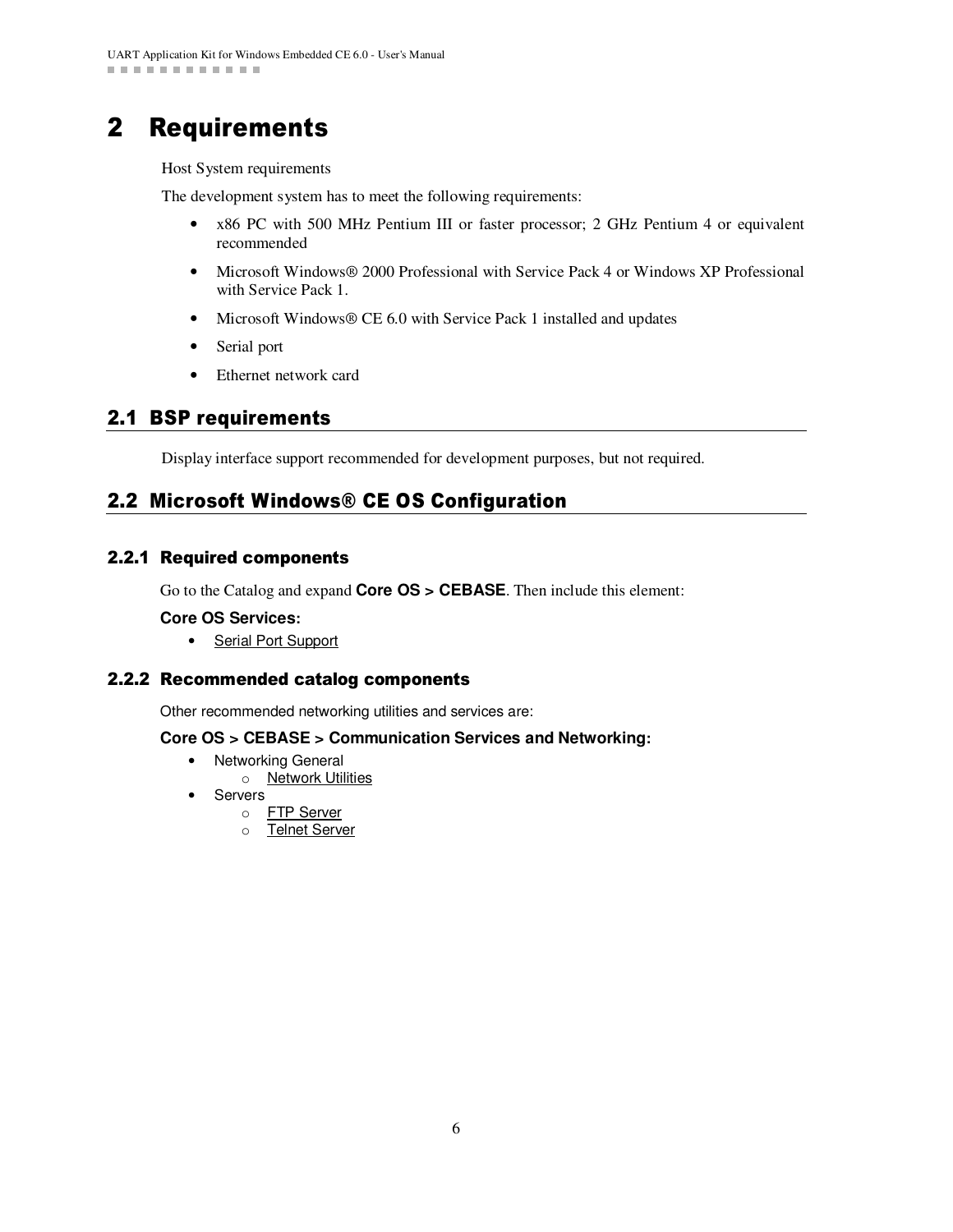# 2 Requirements

Host System requirements

The development system has to meet the following requirements:

- x86 PC with 500 MHz Pentium III or faster processor; 2 GHz Pentium 4 or equivalent recommended
- Microsoft Windows® 2000 Professional with Service Pack 4 or Windows XP Professional with Service Pack 1.
- Microsoft Windows® CE 6.0 with Service Pack 1 installed and updates
- Serial port
- Ethernet network card

## 2.1 BSP requirements

Display interface support recommended for development purposes, but not required.

## 2.2 Microsoft Windows® CE OS Configuration

### 2.2.1 Required components

Go to the Catalog and expand **Core OS > CEBASE**. Then include this element:

**Core OS Services:**

- Serial Port Support

### 2.2.2 Recommended catalog components

Other recommended networking utilities and services are:

**Core OS > CEBASE > Communication Services and Networking:**

- Networking General
  - Network Utilities
- Servers
  - FTP Server
  - Telnet Server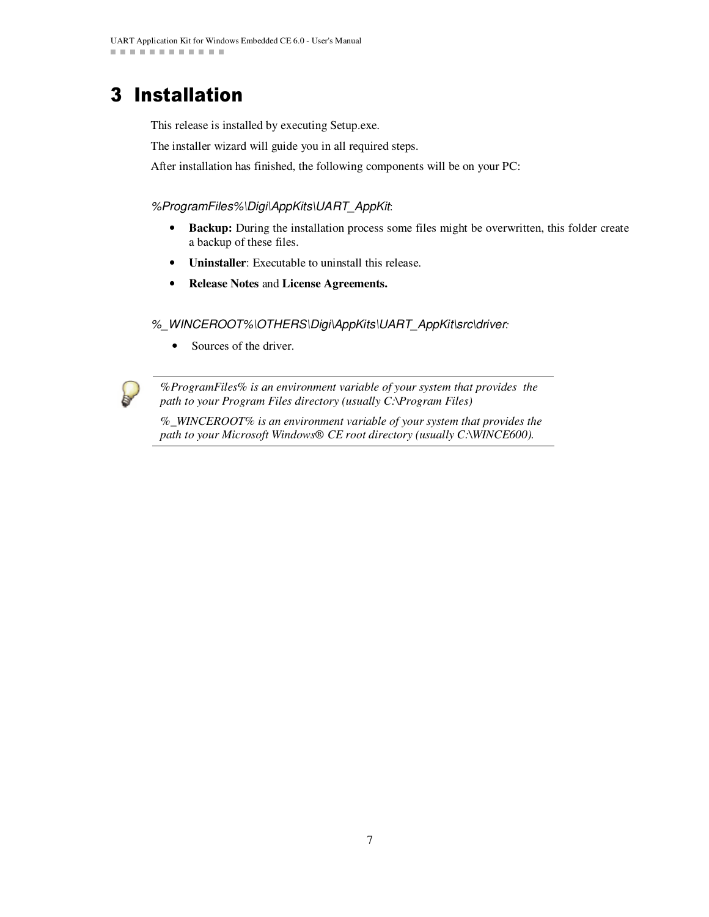# 3 Installation

This release is installed by executing Setup.exe.

The installer wizard will guide you in all required steps.

After installation has finished, the following components will be on your PC:

*%ProgramFiles%\Digi\AppKits\UART_AppKit*:

- **Backup:** During the installation process some files might be overwritten, this folder create a backup of these files.
- **Uninstaller**: Executable to uninstall this release.
- **Release Notes** and **License Agreements.**

*%_WINCEROOT%\OTHERS\Digi\AppKits\UART_AppKit\src\driver:*

- Sources of the driver.

---

*%ProgramFiles% is an environment variable of your system that provides the path to your Program Files directory (usually C:\Program Files)*

*%_WINCEROOT% is an environment variable of your system that provides the path to your Microsoft Windows® CE root directory (usually C:\WINCE600).*

---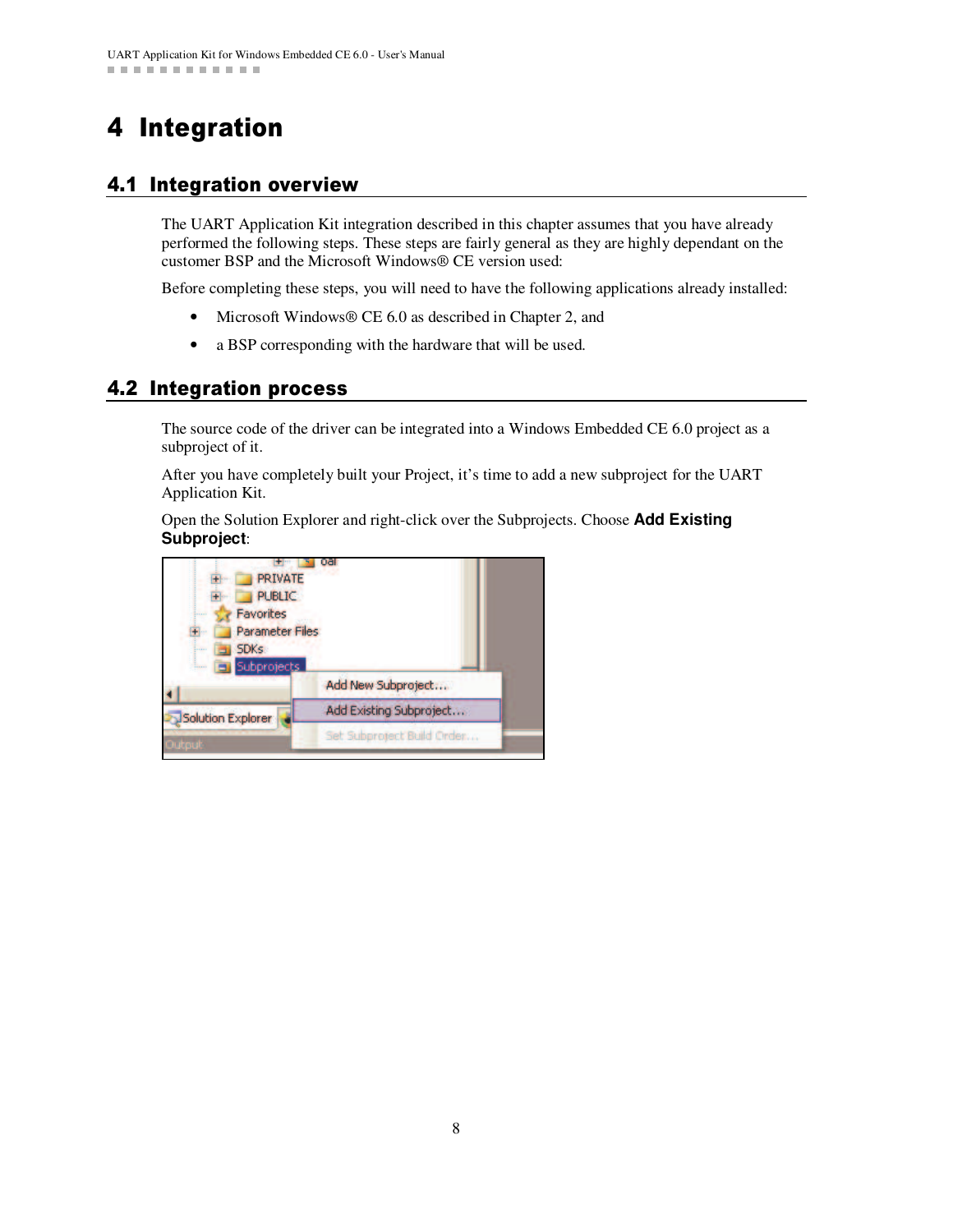# 4 Integration

## 4.1 Integration overview

The UART Application Kit integration described in this chapter assumes that you have already performed the following steps. These steps are fairly general as they are highly dependant on the customer BSP and the Microsoft Windows® CE version used:

Before completing these steps, you will need to have the following applications already installed:

- Microsoft Windows® CE 6.0 as described in Chapter 2, and
- a BSP corresponding with the hardware that will be used.

## 4.2 Integration process

The source code of the driver can be integrated into a Windows Embedded CE 6.0 project as a subproject of it.

After you have completely built your Project, it's time to add a new subproject for the UART Application Kit.

Open the Solution Explorer and right-click over the Subprojects. Choose **Add Existing Subproject**: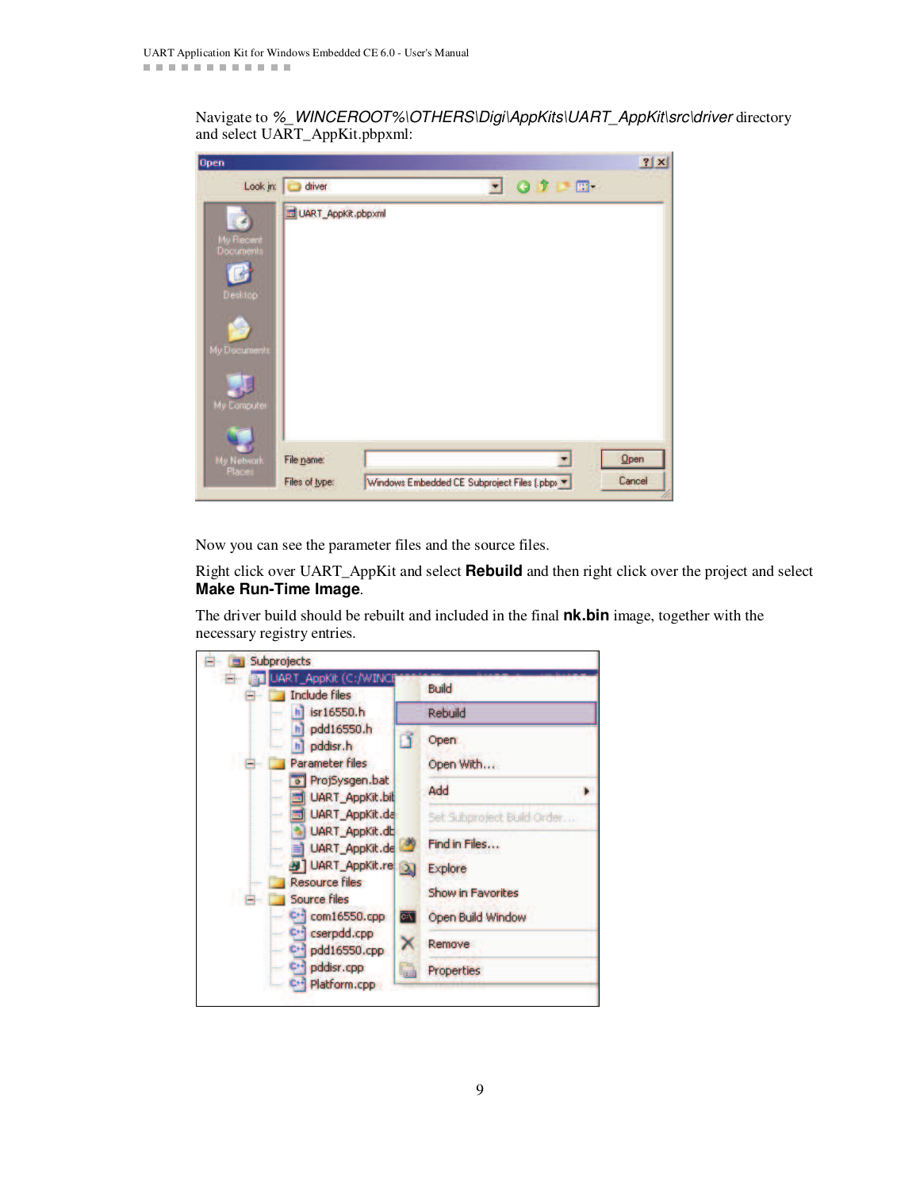Navigate to *%_WINCEROOT%\OTHERS\Digi\AppKits\UART_AppKit\src\driver* directory and select UART_AppKit.pbpxml:

Now you can see the parameter files and the source files.

Right click over UART_AppKit and select **Rebuild** and then right click over the project and select **Make Run-Time Image**.

The driver build should be rebuilt and included in the final **nk.bin** image, together with the necessary registry entries.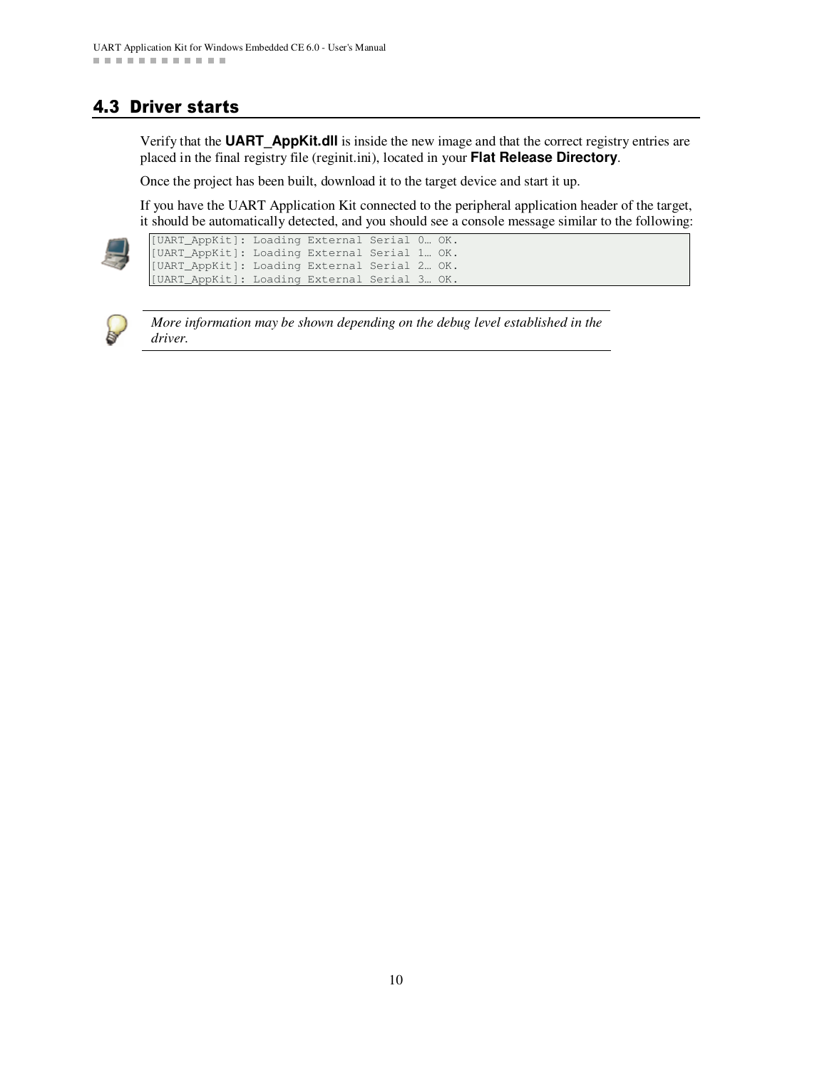## 4.3 Driver starts

Verify that the **UART_AppKit.dll** is inside the new image and that the correct registry entries are placed in the final registry file (reginit.ini), located in your **Flat Release Directory**.

Once the project has been built, download it to the target device and start it up.

If you have the UART Application Kit connected to the peripheral application header of the target, it should be automatically detected, and you should see a console message similar to the following:

```
[UART_AppKit]: Loading External Serial 0… OK.
[UART_AppKit]: Loading External Serial 1… OK.
[UART_AppKit]: Loading External Serial 2… OK.
[UART_AppKit]: Loading External Serial 3… OK.
```

*More information may be shown depending on the debug level established in the driver.*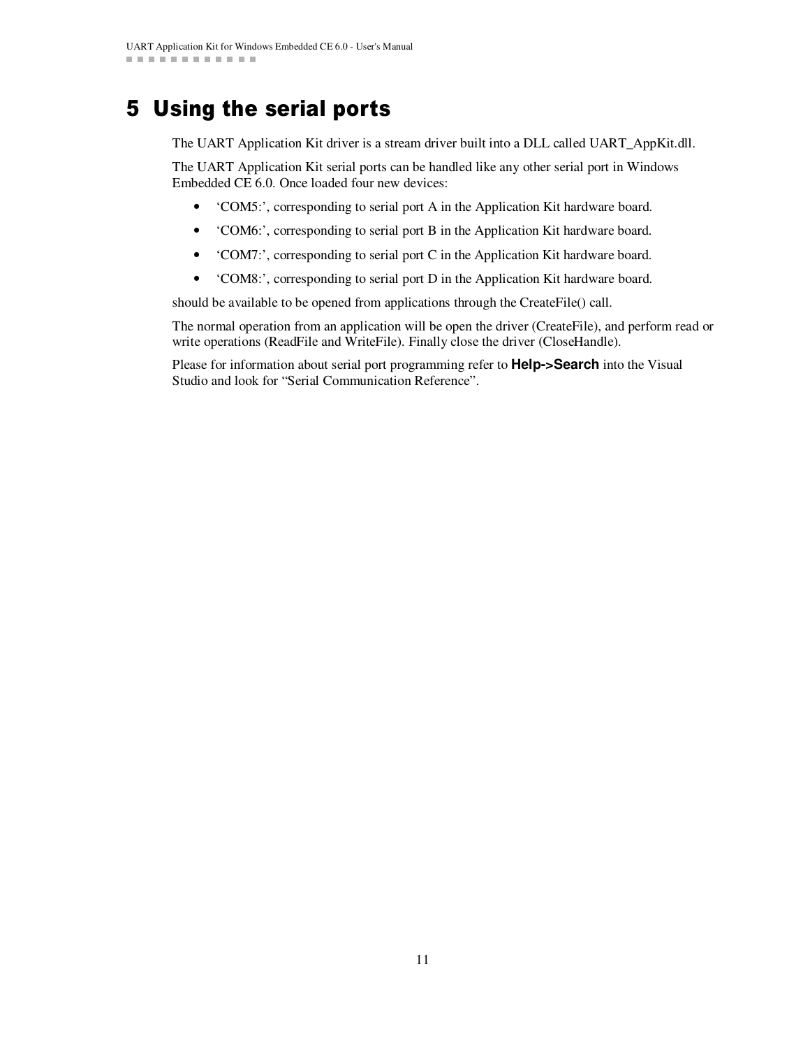# 5 Using the serial ports

The UART Application Kit driver is a stream driver built into a DLL called UART_AppKit.dll.

The UART Application Kit serial ports can be handled like any other serial port in Windows Embedded CE 6.0. Once loaded four new devices:

- ‘COM5:’, corresponding to serial port A in the Application Kit hardware board.
- ‘COM6:’, corresponding to serial port B in the Application Kit hardware board.
- ‘COM7:’, corresponding to serial port C in the Application Kit hardware board.
- ‘COM8:’, corresponding to serial port D in the Application Kit hardware board.

should be available to be opened from applications through the CreateFile() call.

The normal operation from an application will be open the driver (CreateFile), and perform read or write operations (ReadFile and WriteFile). Finally close the driver (CloseHandle).

Please for information about serial port programming refer to **Help->Search** into the Visual Studio and look for “Serial Communication Reference”.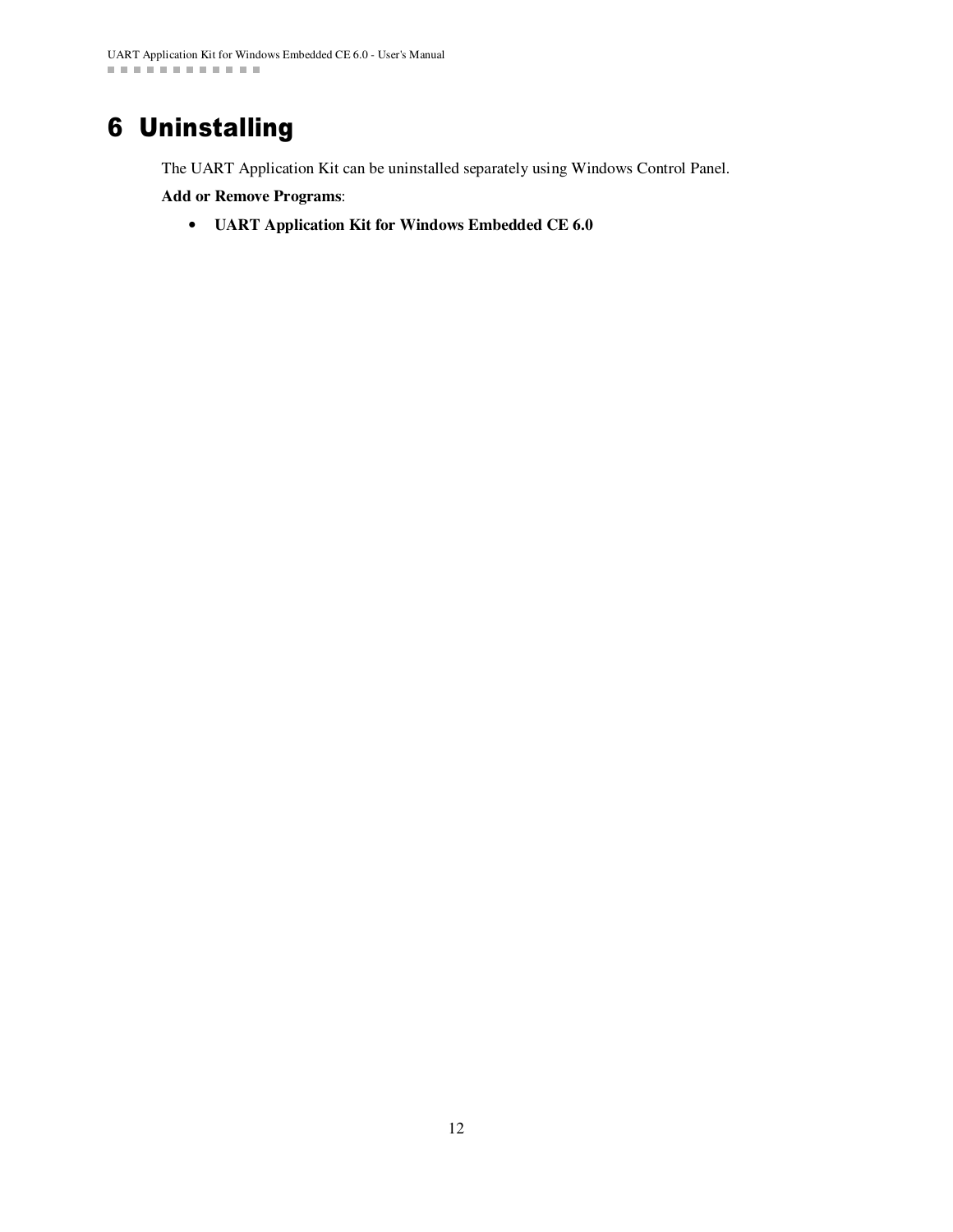# 6 Uninstalling

The UART Application Kit can be uninstalled separately using Windows Control Panel.

**Add or Remove Programs**:

- **UART Application Kit for Windows Embedded CE 6.0**